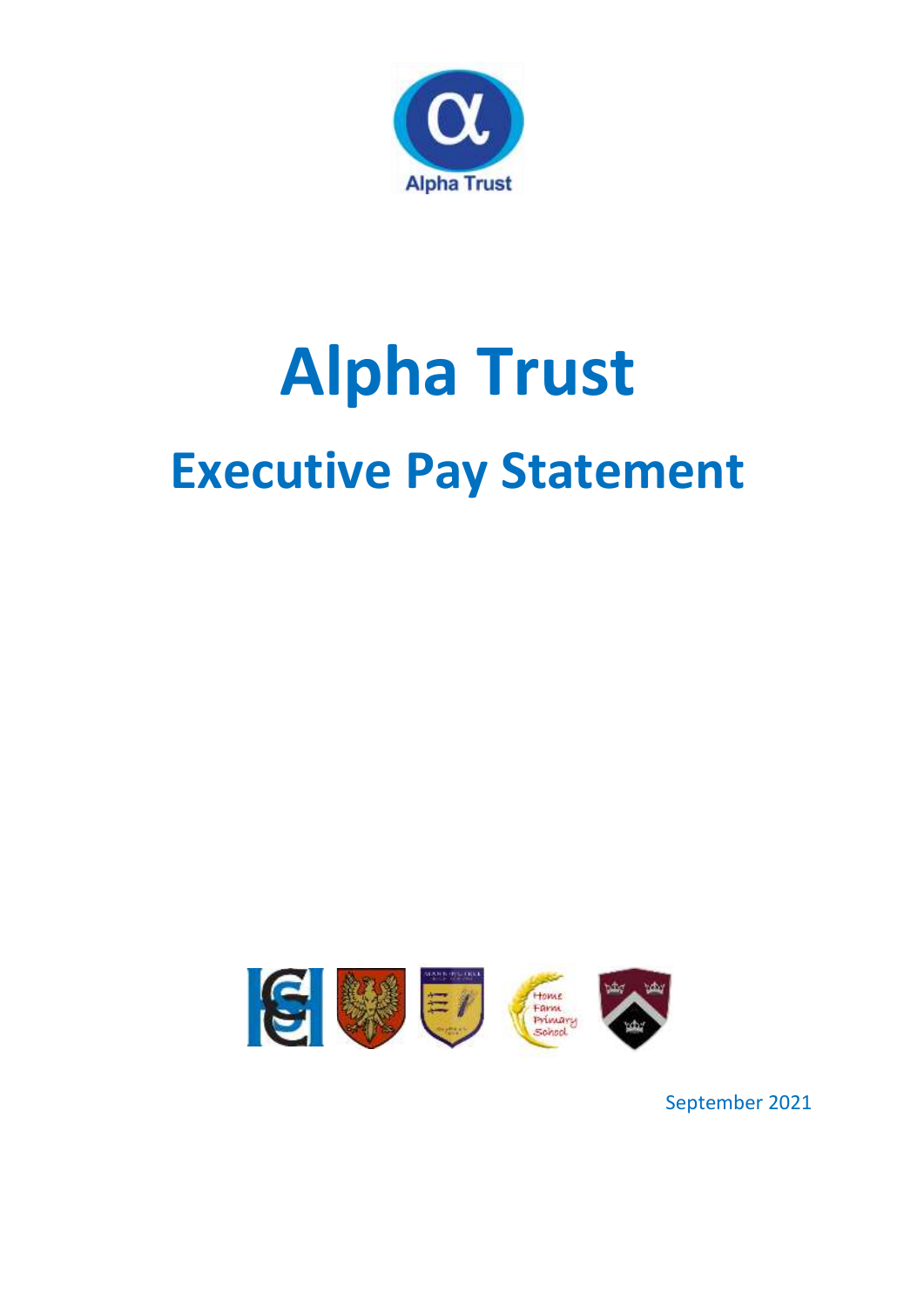# Alpha Trust

## Executive Pay Statement

September 2021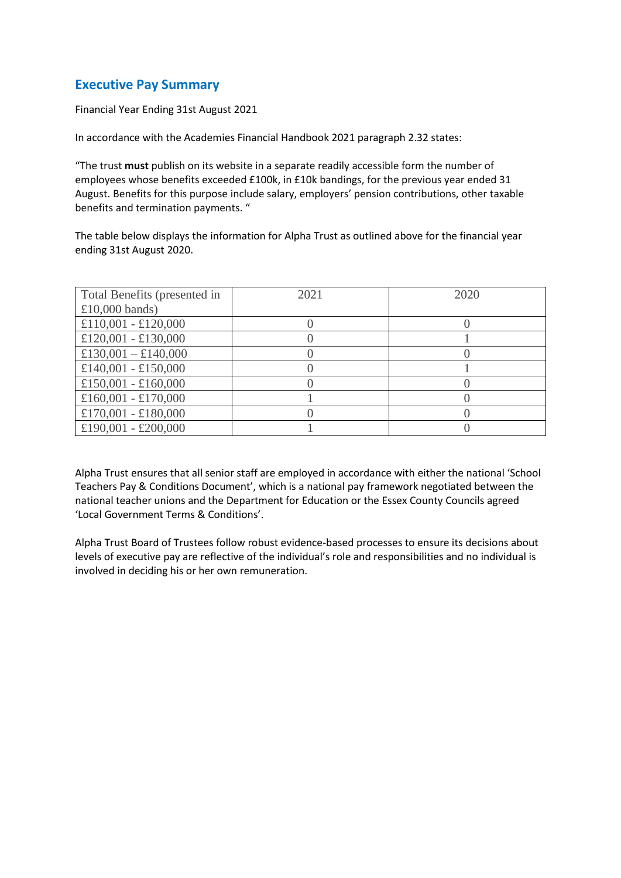## Executive Pay Summary

Financial Year Ending 31st August 2021

In accordance with the Academies Financial Handbook 2021 paragraph 2.32 states:

"The trust **must** publish on its website in a separate readily accessible form the number of employees whose benefits exceeded £100k, in £10k bandings, for the previous year ended 31 August. Benefits for this purpose include salary, employers' pension contributions, other taxable benefits and termination payments. "

The table below displays the information for Alpha Trust as outlined above for the financial year ending 31st August 2020.

| Total Benefits (presented in £10,000 bands) | 2021 | 2020 |
| --- | --- | --- |
| £110,001 - £120,000 | 0 | 0 |
| £120,001 - £130,000 | 0 | 1 |
| £130,001 – £140,000 | 0 | 0 |
| £140,001 - £150,000 | 0 | 1 |
| £150,001 - £160,000 | 0 | 0 |
| £160,001 - £170,000 | 1 | 0 |
| £170,001 - £180,000 | 0 | 0 |
| £190,001 - £200,000 | 1 | 0 |

Alpha Trust ensures that all senior staff are employed in accordance with either the national 'School Teachers Pay & Conditions Document', which is a national pay framework negotiated between the national teacher unions and the Department for Education or the Essex County Councils agreed 'Local Government Terms & Conditions'.

Alpha Trust Board of Trustees follow robust evidence-based processes to ensure its decisions about levels of executive pay are reflective of the individual's role and responsibilities and no individual is involved in deciding his or her own remuneration.